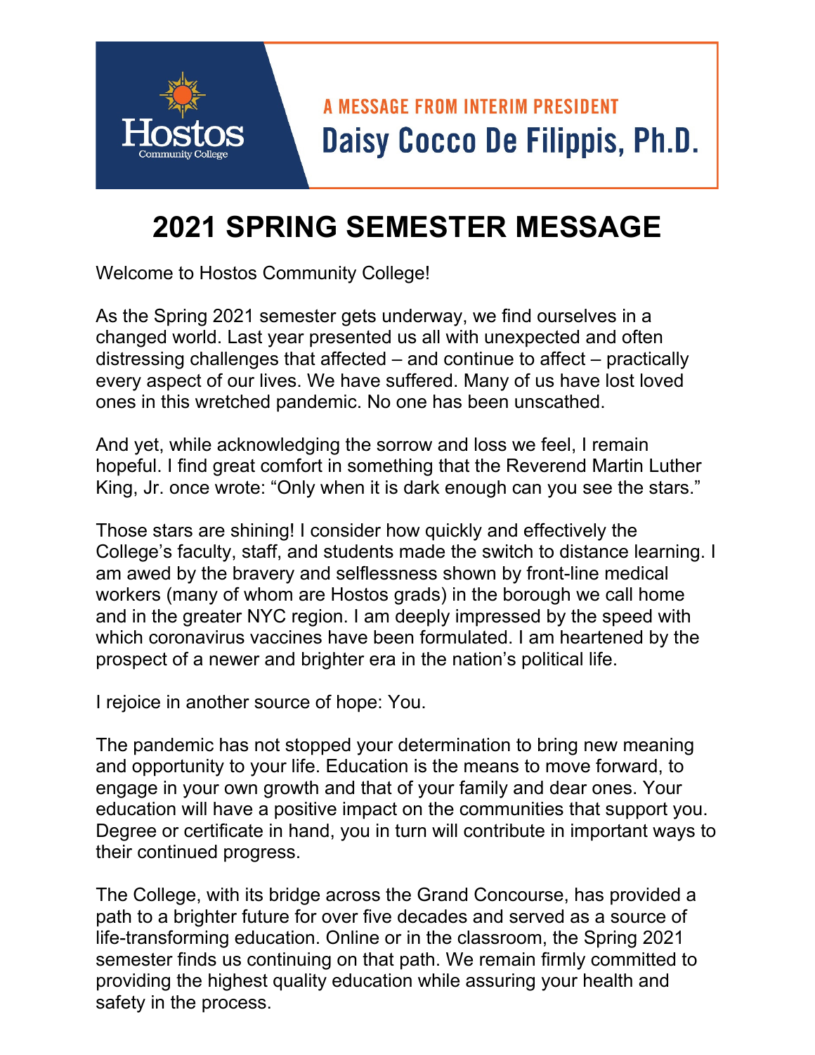Hostos Community College

A MESSAGE FROM INTERIM PRESIDENT
**Daisy Cocco De Filippis, Ph.D.**

# 2021 SPRING SEMESTER MESSAGE

Welcome to Hostos Community College!

As the Spring 2021 semester gets underway, we find ourselves in a changed world. Last year presented us all with unexpected and often distressing challenges that affected – and continue to affect – practically every aspect of our lives. We have suffered. Many of us have lost loved ones in this wretched pandemic. No one has been unscathed.

And yet, while acknowledging the sorrow and loss we feel, I remain hopeful. I find great comfort in something that the Reverend Martin Luther King, Jr. once wrote: "Only when it is dark enough can you see the stars."

Those stars are shining! I consider how quickly and effectively the College's faculty, staff, and students made the switch to distance learning. I am awed by the bravery and selflessness shown by front-line medical workers (many of whom are Hostos grads) in the borough we call home and in the greater NYC region. I am deeply impressed by the speed with which coronavirus vaccines have been formulated. I am heartened by the prospect of a newer and brighter era in the nation's political life.

I rejoice in another source of hope: You.

The pandemic has not stopped your determination to bring new meaning and opportunity to your life. Education is the means to move forward, to engage in your own growth and that of your family and dear ones. Your education will have a positive impact on the communities that support you. Degree or certificate in hand, you in turn will contribute in important ways to their continued progress.

The College, with its bridge across the Grand Concourse, has provided a path to a brighter future for over five decades and served as a source of life-transforming education. Online or in the classroom, the Spring 2021 semester finds us continuing on that path. We remain firmly committed to providing the highest quality education while assuring your health and safety in the process.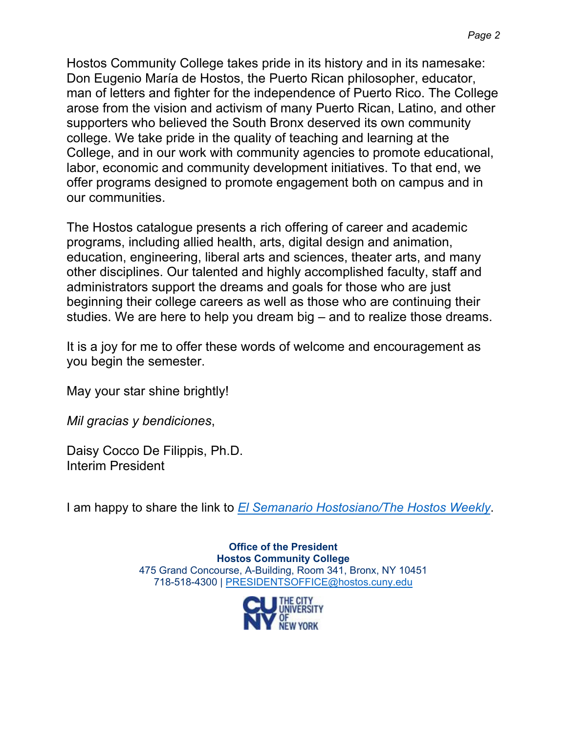Hostos Community College takes pride in its history and in its namesake: Don Eugenio María de Hostos, the Puerto Rican philosopher, educator, man of letters and fighter for the independence of Puerto Rico. The College arose from the vision and activism of many Puerto Rican, Latino, and other supporters who believed the South Bronx deserved its own community college. We take pride in the quality of teaching and learning at the College, and in our work with community agencies to promote educational, labor, economic and community development initiatives. To that end, we offer programs designed to promote engagement both on campus and in our communities.

The Hostos catalogue presents a rich offering of career and academic programs, including allied health, arts, digital design and animation, education, engineering, liberal arts and sciences, theater arts, and many other disciplines. Our talented and highly accomplished faculty, staff and administrators support the dreams and goals for those who are just beginning their college careers as well as those who are continuing their studies. We are here to help you dream big – and to realize those dreams.

It is a joy for me to offer these words of welcome and encouragement as you begin the semester.

May your star shine brightly!

*Mil gracias y bendiciones*,

Daisy Cocco De Filippis, Ph.D.
Interim President

I am happy to share the link to *El Semanario Hostosiano/The Hostos Weekly*.

**Office of the President**
**Hostos Community College**
475 Grand Concourse, A-Building, Room 341, Bronx, NY 10451
718-518-4300 | PRESIDENTSOFFICE@hostos.cuny.edu

THE CITY UNIVERSITY OF NEW YORK